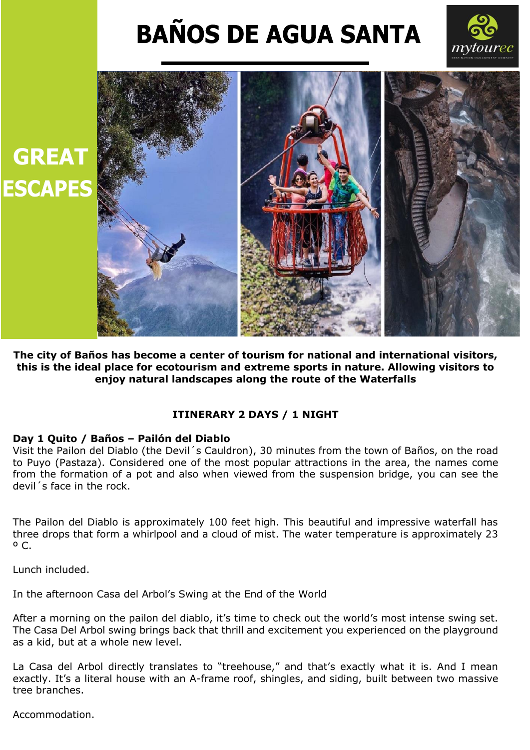# BAÑOS DE AGUA SANTA

mytourec

GREAT ESCAPES

**The city of Baños has become a center of tourism for national and international visitors, this is the ideal place for ecotourism and extreme sports in nature. Allowing visitors to enjoy natural landscapes along the route of the Waterfalls**

## ITINERARY 2 DAYS / 1 NIGHT

### Day 1 Quito / Baños – Pailón del Diablo

Visit the Pailon del Diablo (the Devil´s Cauldron), 30 minutes from the town of Baños, on the road to Puyo (Pastaza). Considered one of the most popular attractions in the area, the names come from the formation of a pot and also when viewed from the suspension bridge, you can see the devil´s face in the rock.

The Pailon del Diablo is approximately 100 feet high. This beautiful and impressive waterfall has three drops that form a whirlpool and a cloud of mist. The water temperature is approximately 23 º C.

Lunch included.

In the afternoon Casa del Arbol's Swing at the End of the World

After a morning on the pailon del diablo, it's time to check out the world's most intense swing set. The Casa Del Arbol swing brings back that thrill and excitement you experienced on the playground as a kid, but at a whole new level.

La Casa del Arbol directly translates to "treehouse," and that's exactly what it is. And I mean exactly. It's a literal house with an A-frame roof, shingles, and siding, built between two massive tree branches.

Accommodation.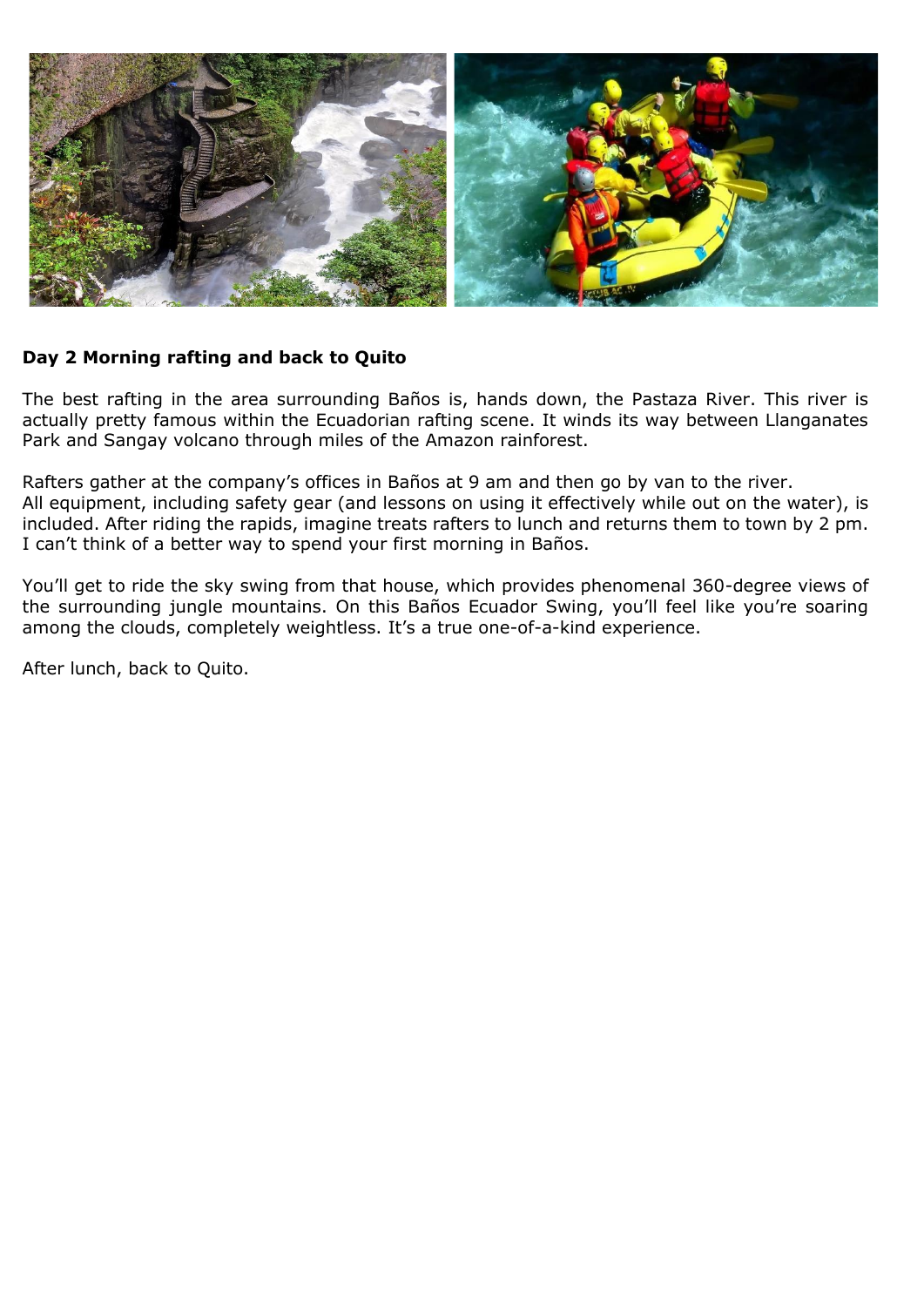**Day 2 Morning rafting and back to Quito**

The best rafting in the area surrounding Baños is, hands down, the Pastaza River. This river is actually pretty famous within the Ecuadorian rafting scene. It winds its way between Llanganates Park and Sangay volcano through miles of the Amazon rainforest.

Rafters gather at the company's offices in Baños at 9 am and then go by van to the river.
All equipment, including safety gear (and lessons on using it effectively while out on the water), is included. After riding the rapids, imagine treats rafters to lunch and returns them to town by 2 pm. I can't think of a better way to spend your first morning in Baños.

You'll get to ride the sky swing from that house, which provides phenomenal 360-degree views of the surrounding jungle mountains. On this Baños Ecuador Swing, you'll feel like you're soaring among the clouds, completely weightless. It's a true one-of-a-kind experience.

After lunch, back to Quito.